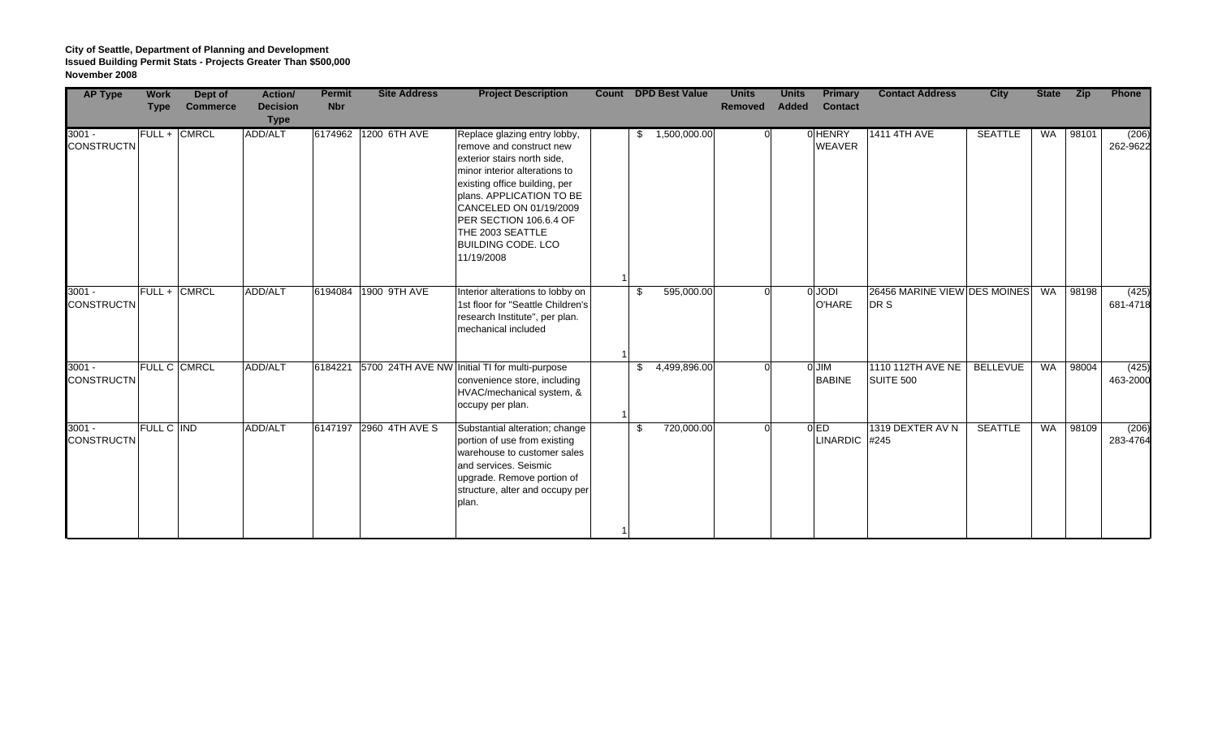**City of Seattle, Department of Planning and Development**
**Issued Building Permit Stats - Projects Greater Than $500,000**
**November 2008**

| AP Type | Work Type | Dept of Commerce | Action/ Decision Type | Permit Nbr | Site Address | Project Description | Count | DPD Best Value | Units Removed | Units Added | Primary Contact | Contact Address | City | State | Zip | Phone |
|---|---|---|---|---|---|---|---|---|---|---|---|---|---|---|---|---|
| 3001 - CONSTRUCTN | FULL + | CMRCL | ADD/ALT | 6174962 | 1200 6TH AVE | Replace glazing entry lobby, remove and construct new exterior stairs north side, minor interior alterations to existing office building, per plans. APPLICATION TO BE CANCELED ON 01/19/2009 PER SECTION 106.6.4 OF THE 2003 SEATTLE BUILDING CODE. LCO 11/19/2008 | 1 | $ 1,500,000.00 | 0 | 0 | HENRY WEAVER | 1411 4TH AVE | SEATTLE | WA | 98101 | (206) 262-9622 |
| 3001 - CONSTRUCTN | FULL + | CMRCL | ADD/ALT | 6194084 | 1900 9TH AVE | Interior alterations to lobby on 1st floor for "Seattle Children's research Institute", per plan. mechanical included | 1 | $ 595,000.00 | 0 | 0 | JODI O'HARE | 26456 MARINE VIEW DR S | DES MOINES | WA | 98198 | (425) 681-4718 |
| 3001 - CONSTRUCTN | FULL C | CMRCL | ADD/ALT | 6184221 | 5700 24TH AVE NW | Initial TI for multi-purpose convenience store, including HVAC/mechanical system, & occupy per plan. | 1 | $ 4,499,896.00 | 0 | 0 | JIM BABINE | 1110 112TH AVE NE SUITE 500 | BELLEVUE | WA | 98004 | (425) 463-2000 |
| 3001 - CONSTRUCTN | FULL C | IND | ADD/ALT | 6147197 | 2960 4TH AVE S | Substantial alteration; change portion of use from existing warehouse to customer sales and services. Seismic upgrade. Remove portion of structure, alter and occupy per plan. | 1 | $ 720,000.00 | 0 | 0 | ED LINARDIC | 1319 DEXTER AV N #245 | SEATTLE | WA | 98109 | (206) 283-4764 |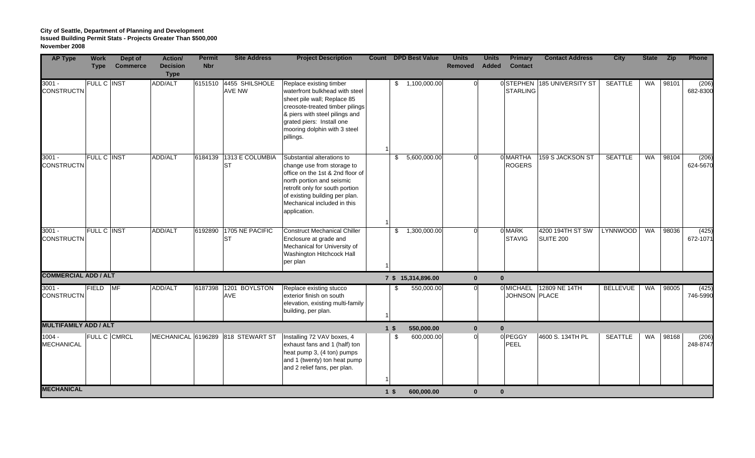**City of Seattle, Department of Planning and Development**
**Issued Building Permit Stats - Projects Greater Than $500,000**
**November 2008**

| AP Type | Work Type | Dept of Commerce | Action/ Decision Type | Permit Nbr | Site Address | Project Description | Count | DPD Best Value | Units Removed | Units Added | Primary Contact | Contact Address | City | State | Zip | Phone |
|---|---|---|---|---|---|---|---|---|---|---|---|---|---|---|---|---|
| 3001 - CONSTRUCTN | FULL C | INST | ADD/ALT | 6151510 | 4455 SHILSHOLE AVE NW | Replace existing timber waterfront bulkhead with steel sheet pile wall; Replace 85 creosote-treated timber pilings & piers with steel pilings and grated piers: Install one mooring dolphin with 3 steel pillings. | 1 | $ 1,100,000.00 | 0 | 0 | STEPHEN STARLING | 185 UNIVERSITY ST | SEATTLE | WA | 98101 | (206) 682-8300 |
| 3001 - CONSTRUCTN | FULL C | INST | ADD/ALT | 6184139 | 1313 E COLUMBIA ST | Substantial alterations to change use from storage to office on the 1st & 2nd floor of north portion and seismic retrofit only for south portion of existing building per plan. Mechanical included in this application. | 1 | $ 5,600,000.00 | 0 | 0 | MARTHA ROGERS | 159 S JACKSON ST | SEATTLE | WA | 98104 | (206) 624-5670 |
| 3001 - CONSTRUCTN | FULL C | INST | ADD/ALT | 6192890 | 1705 NE PACIFIC ST | Construct Mechanical Chiller Enclosure at grade and Mechanical for University of Washington Hitchcock Hall per plan | 1 | $ 1,300,000.00 | 0 | 0 | MARK STAVIG | 4200 194TH ST SW SUITE 200 | LYNNWOOD | WA | 98036 | (425) 672-1071 |
| **COMMERCIAL ADD / ALT** | | | | | | | **7** | **$ 15,314,896.00** | **0** | **0** | | | | | | |
| 3001 - CONSTRUCTN | FIELD | MF | ADD/ALT | 6187398 | 1201 BOYLSTON AVE | Replace existing stucco exterior finish on south elevation, existing multi-family building, per plan. | 1 | $ 550,000.00 | 0 | 0 | MICHAEL JOHNSON | 12809 NE 14TH PLACE | BELLEVUE | WA | 98005 | (425) 746-5990 |
| **MULTIFAMILY ADD / ALT** | | | | | | | **1** | **$ 550,000.00** | **0** | **0** | | | | | | |
| 1004 - MECHANICAL | FULL C | CMRCL | MECHANICAL | 6196289 | 818 STEWART ST | Installing 72 VAV boxes, 4 exhaust fans and 1 (half) ton heat pump 3, (4 ton) pumps and 1 (twenty) ton heat pump and 2 relief fans, per plan. | 1 | $ 600,000.00 | 0 | 0 | PEGGY PEEL | 4600 S. 134TH PL | SEATTLE | WA | 98168 | (206) 248-8747 |
| **MECHANICAL** | | | | | | | **1** | **$ 600,000.00** | **0** | **0** | | | | | | |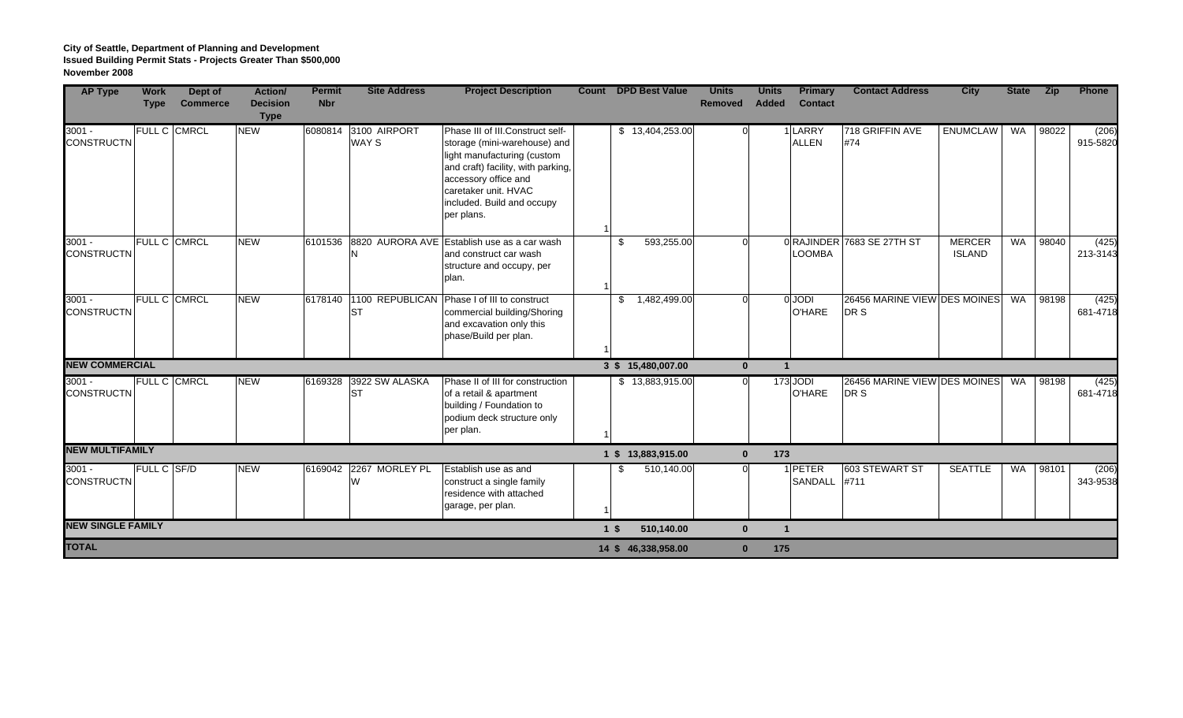**City of Seattle, Department of Planning and Development**
**Issued Building Permit Stats - Projects Greater Than $500,000**
**November 2008**

| AP Type | Work Type | Dept of Commerce | Action/ Decision Type | Permit Nbr | Site Address | Project Description | Count | DPD Best Value | Units Removed | Units Added | Primary Contact | Contact Address | City | State | Zip | Phone |
|---|---|---|---|---|---|---|---|---|---|---|---|---|---|---|---|---|
| 3001 - CONSTRUCTN | FULL C | CMRCL | NEW | 6080814 | 3100 AIRPORT WAY S | Phase III of III.Construct self-storage (mini-warehouse) and light manufacturing (custom and craft) facility, with parking, accessory office and caretaker unit. HVAC included. Build and occupy per plans. | 1 | $ 13,404,253.00 | 0 | 1 | LARRY ALLEN | 718 GRIFFIN AVE #74 | ENUMCLAW | WA | 98022 | (206) 915-5820 |
| 3001 - CONSTRUCTN | FULL C | CMRCL | NEW | 6101536 | 8820 AURORA AVE N | Establish use as a car wash and construct car wash structure and occupy, per plan. | 1 | $ 593,255.00 | 0 | 0 | RAJINDER LOOMBA | 7683 SE 27TH ST | MERCER ISLAND | WA | 98040 | (425) 213-3143 |
| 3001 - CONSTRUCTN | FULL C | CMRCL | NEW | 6178140 | 1100 REPUBLICAN ST | Phase I of III to construct commercial building/Shoring and excavation only this phase/Build per plan. | 1 | $ 1,482,499.00 | 0 | 0 | JODI O'HARE | 26456 MARINE VIEW DR S | DES MOINES | WA | 98198 | (425) 681-4718 |
| **NEW COMMERCIAL** | | | | | | | **3** | **$ 15,480,007.00** | **0** | **1** | | | | | | |
| 3001 - CONSTRUCTN | FULL C | CMRCL | NEW | 6169328 | 3922 SW ALASKA ST | Phase II of III for construction of a retail & apartment building / Foundation to podium deck structure only per plan. | 1 | $ 13,883,915.00 | 0 | 173 | JODI O'HARE | 26456 MARINE VIEW DR S | DES MOINES | WA | 98198 | (425) 681-4718 |
| **NEW MULTIFAMILY** | | | | | | | **1** | **$ 13,883,915.00** | **0** | **173** | | | | | | |
| 3001 - CONSTRUCTN | FULL C | SF/D | NEW | 6169042 | 2267 MORLEY PL W | Establish use and construct a single family residence with attached garage, per plan. | 1 | $ 510,140.00 | 0 | 1 | PETER SANDALL | 603 STEWART ST #711 | SEATTLE | WA | 98101 | (206) 343-9538 |
| **NEW SINGLE FAMILY** | | | | | | | **1** | **$ 510,140.00** | **0** | **1** | | | | | | |
| **TOTAL** | | | | | | | **14** | **$ 46,338,958.00** | **0** | **175** | | | | | | |